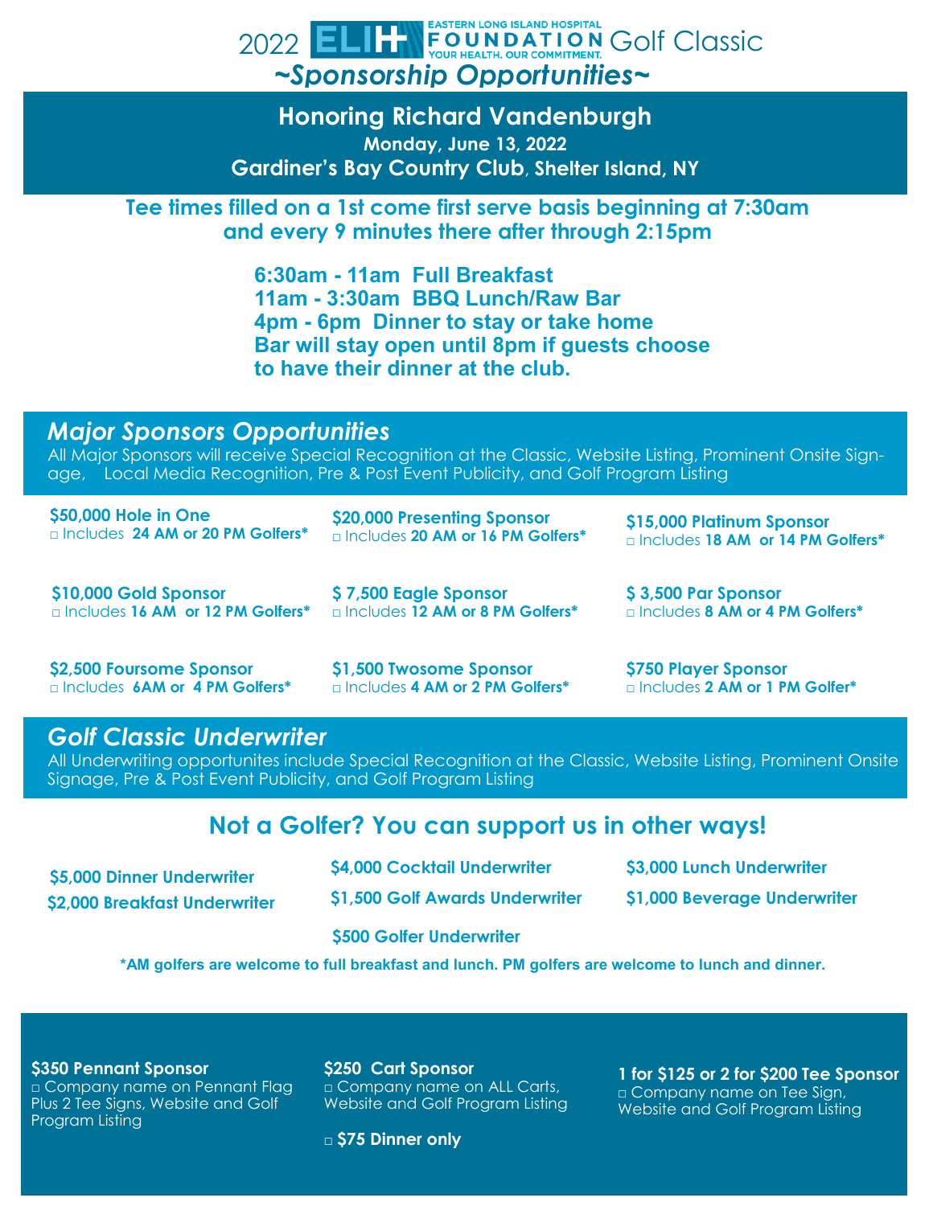# 2022 ELIH EASTERN LONG ISLAND HOSPITAL FOUNDATION YOUR HEALTH. OUR COMMITMENT. Golf Classic

## *~Sponsorship Opportunities~*

**Honoring Richard Vandenburgh**

**Monday, June 13, 2022**

**Gardiner's Bay Country Club, Shelter Island, NY**

**Tee times filled on a 1st come first serve basis beginning at 7:30am and every 9 minutes there after through 2:15pm**

**6:30am - 11am Full Breakfast**
**11am - 3:30am BBQ Lunch/Raw Bar**
**4pm - 6pm Dinner to stay or take home**
**Bar will stay open until 8pm if guests choose to have their dinner at the club.**

## *Major Sponsors Opportunities*

All Major Sponsors will receive Special Recognition at the Classic, Website Listing, Prominent Onsite Signage, Local Media Recognition, Pre & Post Event Publicity, and Golf Program Listing

**$50,000 Hole in One**
□ Includes **24 AM or 20 PM Golfers***

**$20,000 Presenting Sponsor**
□ Includes **20 AM or 16 PM Golfers***

**$15,000 Platinum Sponsor**
□ Includes **18 AM or 14 PM Golfers***

**$10,000 Gold Sponsor**
□ Includes **16 AM or 12 PM Golfers***

**$ 7,500 Eagle Sponsor**
□ Includes **12 AM or 8 PM Golfers***

**$ 3,500 Par Sponsor**
□ Includes **8 AM or 4 PM Golfers***

**$2,500 Foursome Sponsor**
□ Includes **6AM or 4 PM Golfers***

**$1,500 Twosome Sponsor**
□ Includes **4 AM or 2 PM Golfers***

**$750 Player Sponsor**
□ Includes **2 AM or 1 PM Golfer***

## *Golf Classic Underwriter*

All Underwriting opportunites include Special Recognition at the Classic, Website Listing, Prominent Onsite Signage, Pre & Post Event Publicity, and Golf Program Listing

## Not a Golfer? You can support us in other ways!

**$5,000 Dinner Underwriter**

**$2,000 Breakfast Underwriter**

**$4,000 Cocktail Underwriter**

**$1,500 Golf Awards Underwriter**

**$3,000 Lunch Underwriter**

**$1,000 Beverage Underwriter**

**$500 Golfer Underwriter**

**\*AM golfers are welcome to full breakfast and lunch. PM golfers are welcome to lunch and dinner.**

**$350 Pennant Sponsor**
□ Company name on Pennant Flag Plus 2 Tee Signs, Website and Golf Program Listing

**$250 Cart Sponsor**
□ Company name on ALL Carts, Website and Golf Program Listing

□ **$75 Dinner only**

**1 for $125 or 2 for $200 Tee Sponsor**
□ Company name on Tee Sign, Website and Golf Program Listing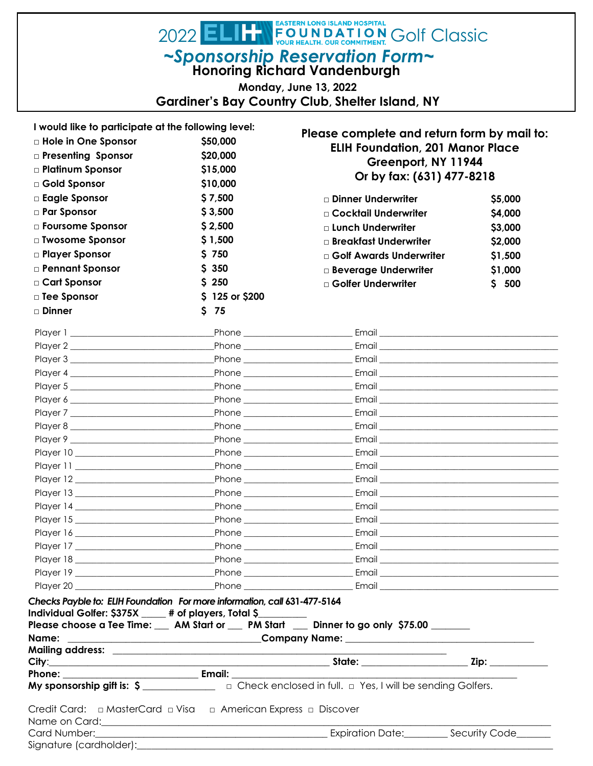# 2022 ELIH EASTERN LONG ISLAND HOSPITAL FOUNDATION YOUR HEALTH. OUR COMMITMENT. Golf Classic

## ~Sponsorship Reservation Form~

### Honoring Richard Vandenburgh

**Monday, June 13, 2022**

**Gardiner's Bay Country Club, Shelter Island, NY**

**I would like to participate at the following level:**

| | |
|---|---|
| □ Hole in One Sponsor | $50,000 |
| □ Presenting Sponsor | $20,000 |
| □ Platinum Sponsor | $15,000 |
| □ Gold Sponsor | $10,000 |
| □ Eagle Sponsor | $ 7,500 |
| □ Par Sponsor | $ 3,500 |
| □ Foursome Sponsor | $ 2,500 |
| □ Twosome Sponsor | $ 1,500 |
| □ Player Sponsor | $ 750 |
| □ Pennant Sponsor | $ 350 |
| □ Cart Sponsor | $ 250 |
| □ Tee Sponsor | $ 125 or $200 |
| □ Dinner | $ 75 |

**Please complete and return form by mail to:**
**ELIH Foundation, 201 Manor Place**
**Greenport, NY 11944**
**Or by fax: (631) 477-8218**

| | |
|---|---|
| □ Dinner Underwriter | $5,000 |
| □ Cocktail Underwriter | $4,000 |
| □ Lunch Underwriter | $3,000 |
| □ Breakfast Underwriter | $2,000 |
| □ Golf Awards Underwriter | $1,500 |
| □ Beverage Underwriter | $1,000 |
| □ Golfer Underwriter | $ 500 |

Player 1 ______________________ Phone ________________ Email ______________________

Player 2 ______________________ Phone ________________ Email ______________________

Player 3 ______________________ Phone ________________ Email ______________________

Player 4 ______________________ Phone ________________ Email ______________________

Player 5 ______________________ Phone ________________ Email ______________________

Player 6 ______________________ Phone ________________ Email ______________________

Player 7 ______________________ Phone ________________ Email ______________________

Player 8 ______________________ Phone ________________ Email ______________________

Player 9 ______________________ Phone ________________ Email ______________________

Player 10 ______________________ Phone ________________ Email ______________________

Player 11 ______________________ Phone ________________ Email ______________________

Player 12 ______________________ Phone ________________ Email ______________________

Player 13 ______________________ Phone ________________ Email ______________________

Player 14 ______________________ Phone ________________ Email ______________________

Player 15 ______________________ Phone ________________ Email ______________________

Player 16 ______________________ Phone ________________ Email ______________________

Player 17 ______________________ Phone ________________ Email ______________________

Player 18 ______________________ Phone ________________ Email ______________________

Player 19 ______________________ Phone ________________ Email ______________________

Player 20 ______________________ Phone ________________ Email ______________________

***Checks Payble to: ELIH Foundation For more information, call 631-477-5164***

**Individual Golfer: $375X _____ # of players, Total $_________**

**Please choose a Tee Time: ___ AM Start or ___ PM Start ___ Dinner to go only $75.00 _______**

**Name:** ______________________________ **Company Name:** ______________________________

**Mailing address:** ______________________________________________________________

**City:**______________________________ **State:** ____________________ **Zip:** ___________

**Phone:** ______________________ **Email:** ______________________________________

**My sponsorship gift is: $** ____________ □ Check enclosed in full. □ Yes, I will be sending Golfers.

Credit Card: □ MasterCard □ Visa □ American Express □ Discover

Name on Card:______________________________________________________________

Card Number:______________________________ Expiration Date:________ Security Code_______

Signature (cardholder):_______________________________________________________